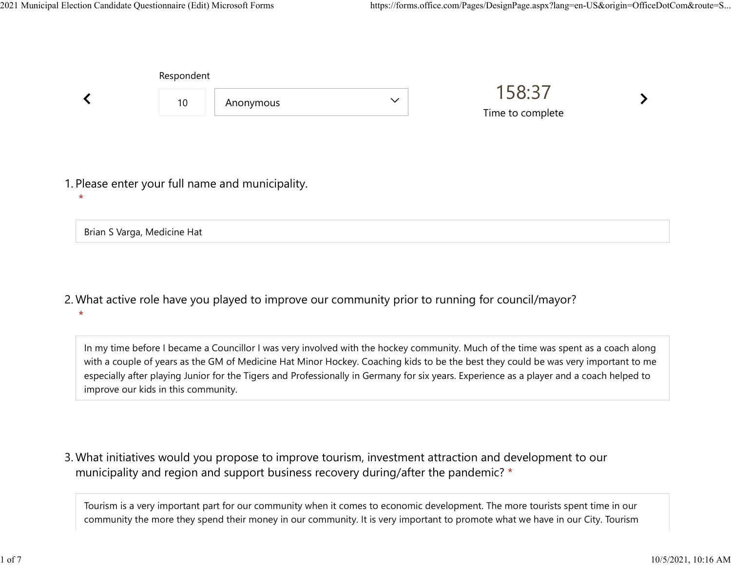Respondent

10 | Anonymous

158:37

Time to complete

1. Please enter your full name and municipality. *

Brian S Varga, Medicine Hat

2. What active role have you played to improve our community prior to running for council/mayor? *

In my time before I became a Councillor I was very involved with the hockey community. Much of the time was spent as a coach along with a couple of years as the GM of Medicine Hat Minor Hockey. Coaching kids to be the best they could be was very important to me especially after playing Junior for the Tigers and Professionally in Germany for six years. Experience as a player and a coach helped to improve our kids in this community.

3. What initiatives would you propose to improve tourism, investment attraction and development to our municipality and region and support business recovery during/after the pandemic? *

Tourism is a very important part for our community when it comes to economic development. The more tourists spent time in our community the more they spend their money in our community. It is very important to promote what we have in our City. Tourism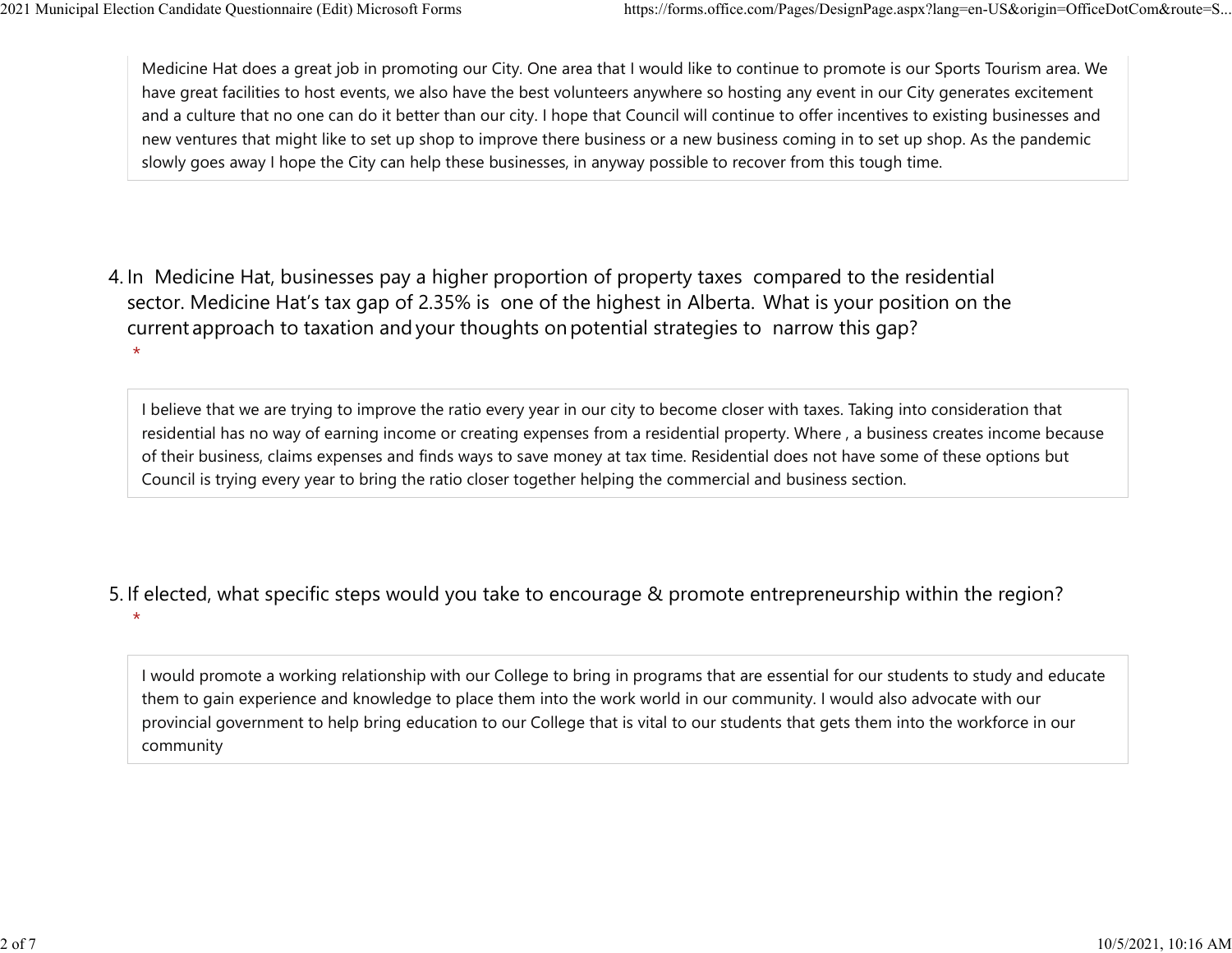Medicine Hat does a great job in promoting our City. One area that I would like to continue to promote is our Sports Tourism area. We have great facilities to host events, we also have the best volunteers anywhere so hosting any event in our City generates excitement and a culture that no one can do it better than our city. I hope that Council will continue to offer incentives to existing businesses and new ventures that might like to set up shop to improve there business or a new business coming in to set up shop. As the pandemic slowly goes away I hope the City can help these businesses, in anyway possible to recover from this tough time.

4. In Medicine Hat, businesses pay a higher proportion of property taxes compared to the residential sector. Medicine Hat's tax gap of 2.35% is one of the highest in Alberta. What is your position on the current approach to taxation and your thoughts on potential strategies to narrow this gap?
*

I believe that we are trying to improve the ratio every year in our city to become closer with taxes. Taking into consideration that residential has no way of earning income or creating expenses from a residential property. Where , a business creates income because of their business, claims expenses and finds ways to save money at tax time. Residential does not have some of these options but Council is trying every year to bring the ratio closer together helping the commercial and business section.

5. If elected, what specific steps would you take to encourage & promote entrepreneurship within the region?
*

I would promote a working relationship with our College to bring in programs that are essential for our students to study and educate them to gain experience and knowledge to place them into the work world in our community. I would also advocate with our provincial government to help bring education to our College that is vital to our students that gets them into the workforce in our community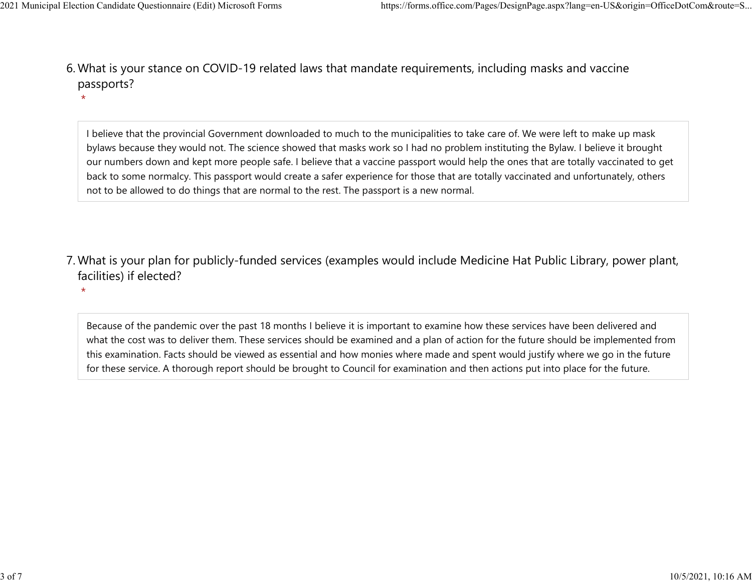6. What is your stance on COVID-19 related laws that mandate requirements, including masks and vaccine passports?
   *

I believe that the provincial Government downloaded to much to the municipalities to take care of. We were left to make up mask bylaws because they would not. The science showed that masks work so I had no problem instituting the Bylaw. I believe it brought our numbers down and kept more people safe. I believe that a vaccine passport would help the ones that are totally vaccinated to get back to some normalcy. This passport would create a safer experience for those that are totally vaccinated and unfortunately, others not to be allowed to do things that are normal to the rest. The passport is a new normal.

7. What is your plan for publicly-funded services (examples would include Medicine Hat Public Library, power plant, facilities) if elected?
   *

Because of the pandemic over the past 18 months I believe it is important to examine how these services have been delivered and what the cost was to deliver them. These services should be examined and a plan of action for the future should be implemented from this examination. Facts should be viewed as essential and how monies where made and spent would justify where we go in the future for these service. A thorough report should be brought to Council for examination and then actions put into place for the future.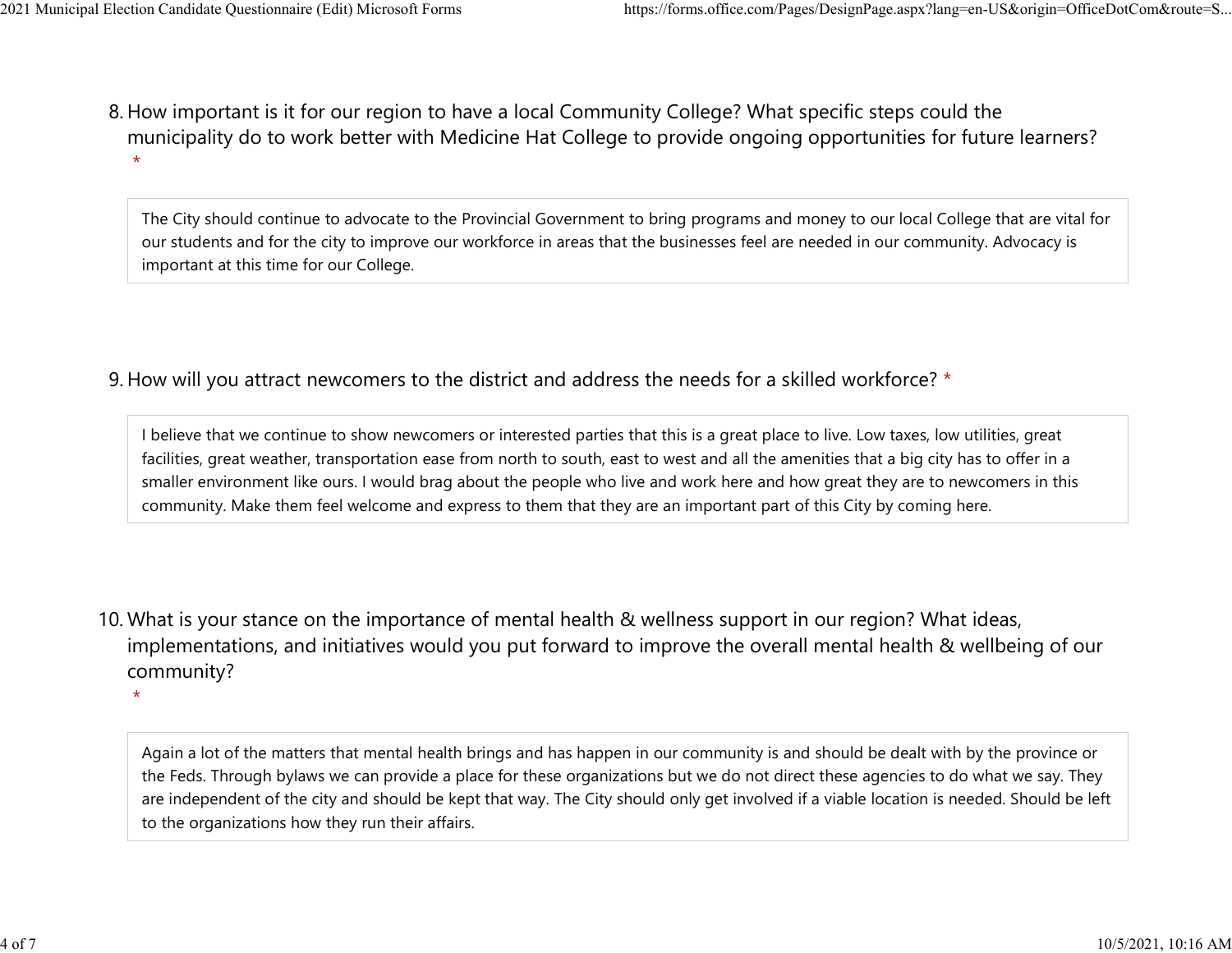8. How important is it for our region to have a local Community College? What specific steps could the municipality do to work better with Medicine Hat College to provide ongoing opportunities for future learners? *

> The City should continue to advocate to the Provincial Government to bring programs and money to our local College that are vital for our students and for the city to improve our workforce in areas that the businesses feel are needed in our community. Advocacy is important at this time for our College.

9. How will you attract newcomers to the district and address the needs for a skilled workforce? *

> I believe that we continue to show newcomers or interested parties that this is a great place to live. Low taxes, low utilities, great facilities, great weather, transportation ease from north to south, east to west and all the amenities that a big city has to offer in a smaller environment like ours. I would brag about the people who live and work here and how great they are to newcomers in this community. Make them feel welcome and express to them that they are an important part of this City by coming here.

10. What is your stance on the importance of mental health & wellness support in our region? What ideas, implementations, and initiatives would you put forward to improve the overall mental health & wellbeing of our community? *

> Again a lot of the matters that mental health brings and has happen in our community is and should be dealt with by the province or the Feds. Through bylaws we can provide a place for these organizations but we do not direct these agencies to do what we say. They are independent of the city and should be kept that way. The City should only get involved if a viable location is needed. Should be left to the organizations how they run their affairs.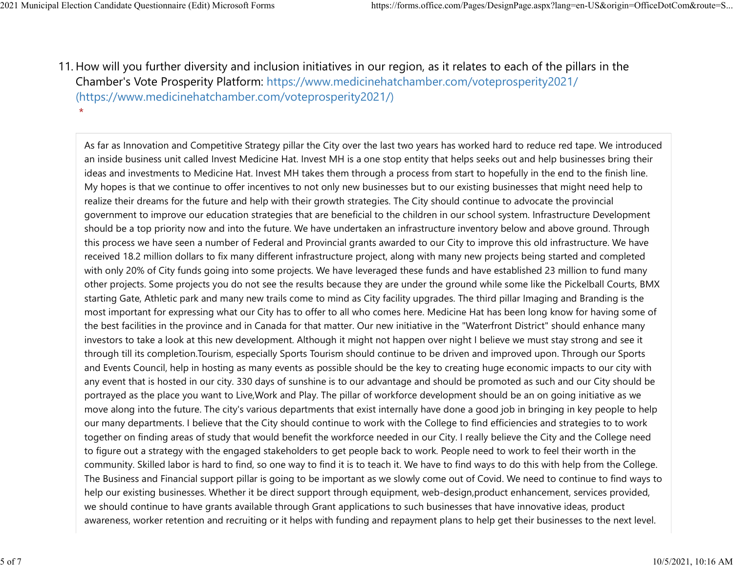11. How will you further diversity and inclusion initiatives in our region, as it relates to each of the pillars in the Chamber's Vote Prosperity Platform: https://www.medicinehatchamber.com/voteprosperity2021/ (https://www.medicinehatchamber.com/voteprosperity2021/)
 *

As far as Innovation and Competitive Strategy pillar the City over the last two years has worked hard to reduce red tape. We introduced an inside business unit called Invest Medicine Hat. Invest MH is a one stop entity that helps seeks out and help businesses bring their ideas and investments to Medicine Hat. Invest MH takes them through a process from start to hopefully in the end to the finish line. My hopes is that we continue to offer incentives to not only new businesses but to our existing businesses that might need help to realize their dreams for the future and help with their growth strategies. The City should continue to advocate the provincial government to improve our education strategies that are beneficial to the children in our school system. Infrastructure Development should be a top priority now and into the future. We have undertaken an infrastructure inventory below and above ground. Through this process we have seen a number of Federal and Provincial grants awarded to our City to improve this old infrastructure. We have received 18.2 million dollars to fix many different infrastructure project, along with many new projects being started and completed with only 20% of City funds going into some projects. We have leveraged these funds and have established 23 million to fund many other projects. Some projects you do not see the results because they are under the ground while some like the Pickelball Courts, BMX starting Gate, Athletic park and many new trails come to mind as City facility upgrades. The third pillar Imaging and Branding is the most important for expressing what our City has to offer to all who comes here. Medicine Hat has been long know for having some of the best facilities in the province and in Canada for that matter. Our new initiative in the "Waterfront District" should enhance many investors to take a look at this new development. Although it might not happen over night I believe we must stay strong and see it through till its completion.Tourism, especially Sports Tourism should continue to be driven and improved upon. Through our Sports and Events Council, help in hosting as many events as possible should be the key to creating huge economic impacts to our city with any event that is hosted in our city. 330 days of sunshine is to our advantage and should be promoted as such and our City should be portrayed as the place you want to Live,Work and Play. The pillar of workforce development should be an on going initiative as we move along into the future. The city's various departments that exist internally have done a good job in bringing in key people to help our many departments. I believe that the City should continue to work with the College to find efficiencies and strategies to to work together on finding areas of study that would benefit the workforce needed in our City. I really believe the City and the College need to figure out a strategy with the engaged stakeholders to get people back to work. People need to work to feel their worth in the community. Skilled labor is hard to find, so one way to find it is to teach it. We have to find ways to do this with help from the College. The Business and Financial support pillar is going to be important as we slowly come out of Covid. We need to continue to find ways to help our existing businesses. Whether it be direct support through equipment, web-design,product enhancement, services provided, we should continue to have grants available through Grant applications to such businesses that have innovative ideas, product awareness, worker retention and recruiting or it helps with funding and repayment plans to help get their businesses to the next level.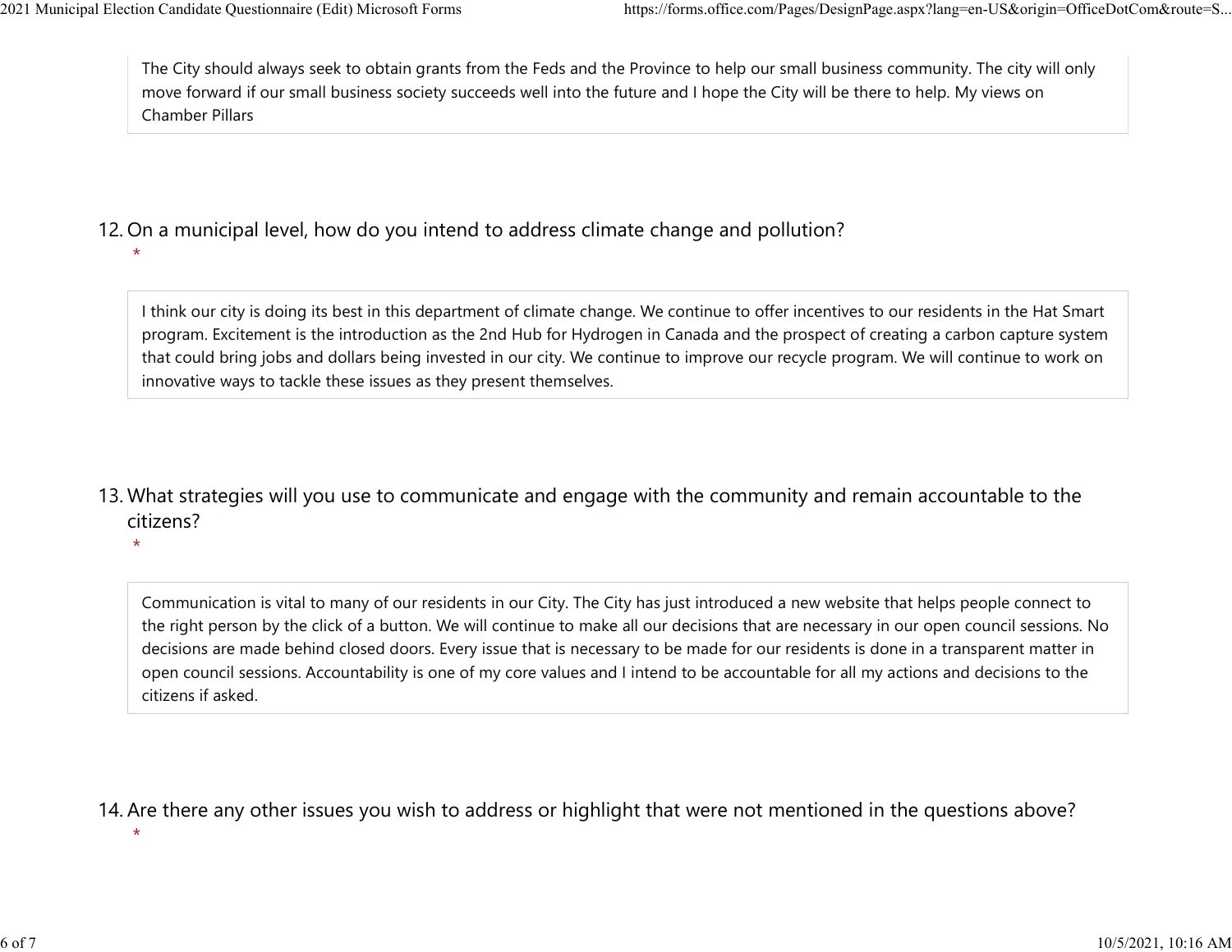The City should always seek to obtain grants from the Feds and the Province to help our small business community. The city will only move forward if our small business society succeeds well into the future and I hope the City will be there to help. My views on Chamber Pillars

12. On a municipal level, how do you intend to address climate change and pollution?
*

I think our city is doing its best in this department of climate change. We continue to offer incentives to our residents in the Hat Smart program. Excitement is the introduction as the 2nd Hub for Hydrogen in Canada and the prospect of creating a carbon capture system that could bring jobs and dollars being invested in our city. We continue to improve our recycle program. We will continue to work on innovative ways to tackle these issues as they present themselves.

13. What strategies will you use to communicate and engage with the community and remain accountable to the citizens?
*

Communication is vital to many of our residents in our City. The City has just introduced a new website that helps people connect to the right person by the click of a button. We will continue to make all our decisions that are necessary in our open council sessions. No decisions are made behind closed doors. Every issue that is necessary to be made for our residents is done in a transparent matter in open council sessions. Accountability is one of my core values and I intend to be accountable for all my actions and decisions to the citizens if asked.

14. Are there any other issues you wish to address or highlight that were not mentioned in the questions above?
*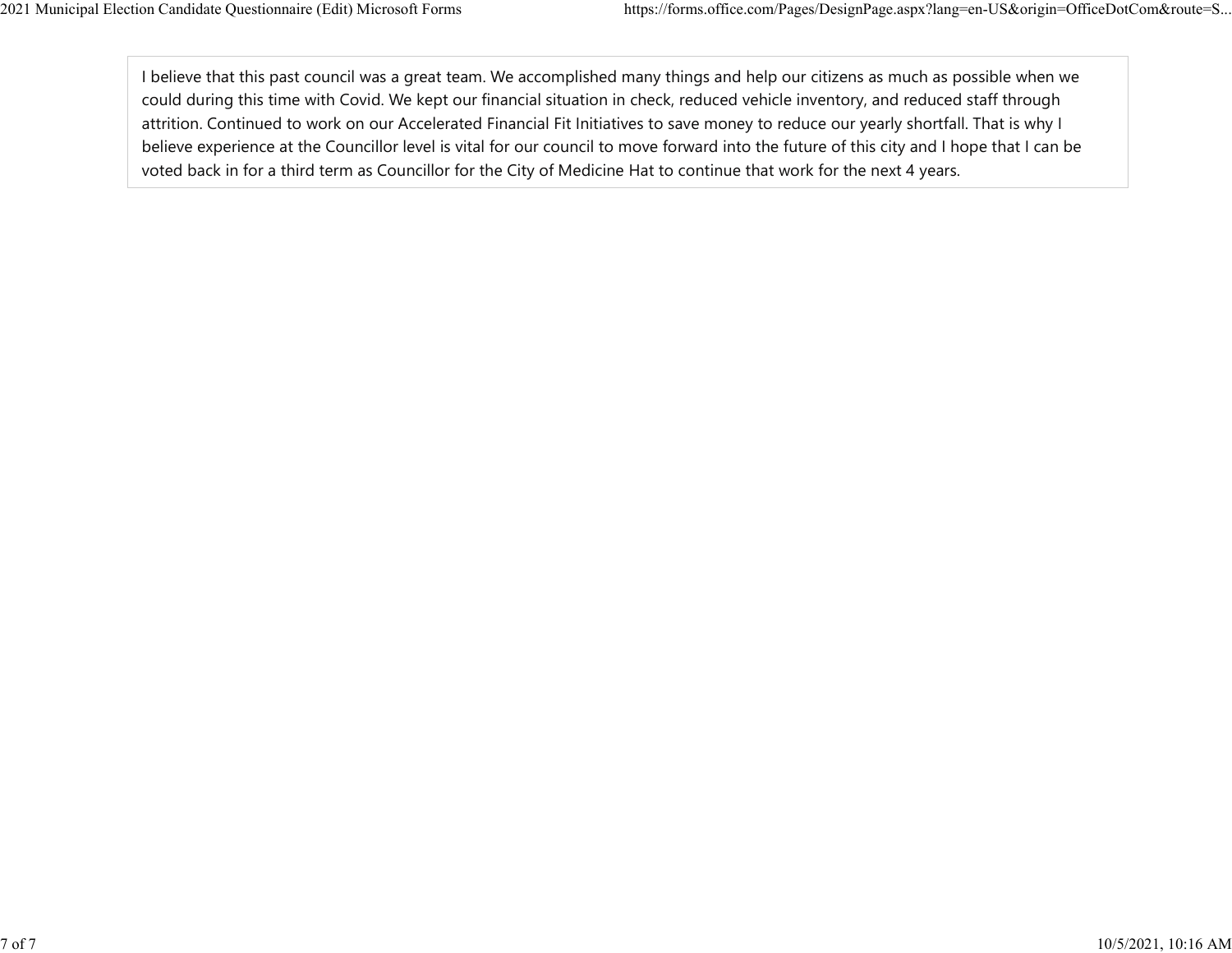I believe that this past council was a great team. We accomplished many things and help our citizens as much as possible when we could during this time with Covid. We kept our financial situation in check, reduced vehicle inventory, and reduced staff through attrition. Continued to work on our Accelerated Financial Fit Initiatives to save money to reduce our yearly shortfall. That is why I believe experience at the Councillor level is vital for our council to move forward into the future of this city and I hope that I can be voted back in for a third term as Councillor for the City of Medicine Hat to continue that work for the next 4 years.